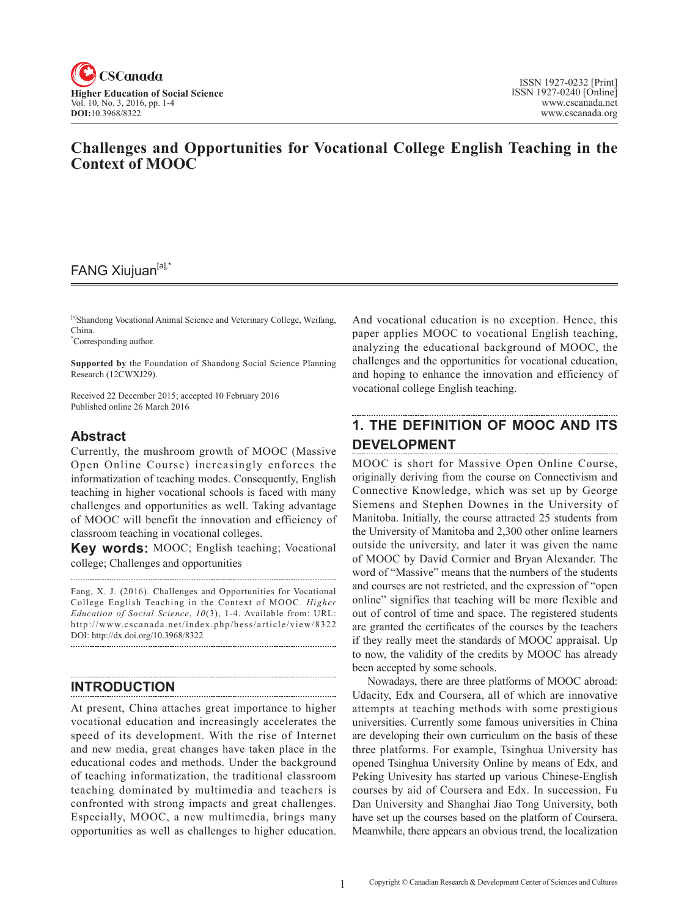# Challenges and Opportunities for Vocational College English Teaching in the Context of MOOC

FANG Xiujuan[a],*

[a]Shandong Vocational Animal Science and Veterinary College, Weifang, China.
*Corresponding author.

**Supported by** the Foundation of Shandong Social Science Planning Research (12CWXJ29).

Received 22 December 2015; accepted 10 February 2016
Published online 26 March 2016

## Abstract

Currently, the mushroom growth of MOOC (Massive Open Online Course) increasingly enforces the informatization of teaching modes. Consequently, English teaching in higher vocational schools is faced with many challenges and opportunities as well. Taking advantage of MOOC will benefit the innovation and efficiency of classroom teaching in vocational colleges.

**Key words:** MOOC; English teaching; Vocational college; Challenges and opportunities

Fang, X. J. (2016). Challenges and Opportunities for Vocational College English Teaching in the Context of MOOC. *Higher Education of Social Science*, *10*(3), 1-4. Available from: URL: http://www.cscanada.net/index.php/hess/article/view/8322 DOI: http://dx.doi.org/10.3968/8322

## INTRODUCTION

At present, China attaches great importance to higher vocational education and increasingly accelerates the speed of its development. With the rise of Internet and new media, great changes have taken place in the educational codes and methods. Under the background of teaching informatization, the traditional classroom teaching dominated by multimedia and teachers is confronted with strong impacts and great challenges. Especially, MOOC, a new multimedia, brings many opportunities as well as challenges to higher education. And vocational education is no exception. Hence, this paper applies MOOC to vocational English teaching, analyzing the educational background of MOOC, the challenges and the opportunities for vocational education, and hoping to enhance the innovation and efficiency of vocational college English teaching.

## 1. THE DEFINITION OF MOOC AND ITS DEVELOPMENT

MOOC is short for Massive Open Online Course, originally deriving from the course on Connectivism and Connective Knowledge, which was set up by George Siemens and Stephen Downes in the University of Manitoba. Initially, the course attracted 25 students from the University of Manitoba and 2,300 other online learners outside the university, and later it was given the name of MOOC by David Cormier and Bryan Alexander. The word of "Massive" means that the numbers of the students and courses are not restricted, and the expression of "open online" signifies that teaching will be more flexible and out of control of time and space. The registered students are granted the certificates of the courses by the teachers if they really meet the standards of MOOC appraisal. Up to now, the validity of the credits by MOOC has already been accepted by some schools.

Nowadays, there are three platforms of MOOC abroad: Udacity, Edx and Coursera, all of which are innovative attempts at teaching methods with some prestigious universities. Currently some famous universities in China are developing their own curriculum on the basis of these three platforms. For example, Tsinghua University has opened Tsinghua University Online by means of Edx, and Peking Univesity has started up various Chinese-English courses by aid of Coursera and Edx. In succession, Fu Dan University and Shanghai Jiao Tong University, both have set up the courses based on the platform of Coursera. Meanwhile, there appears an obvious trend, the localization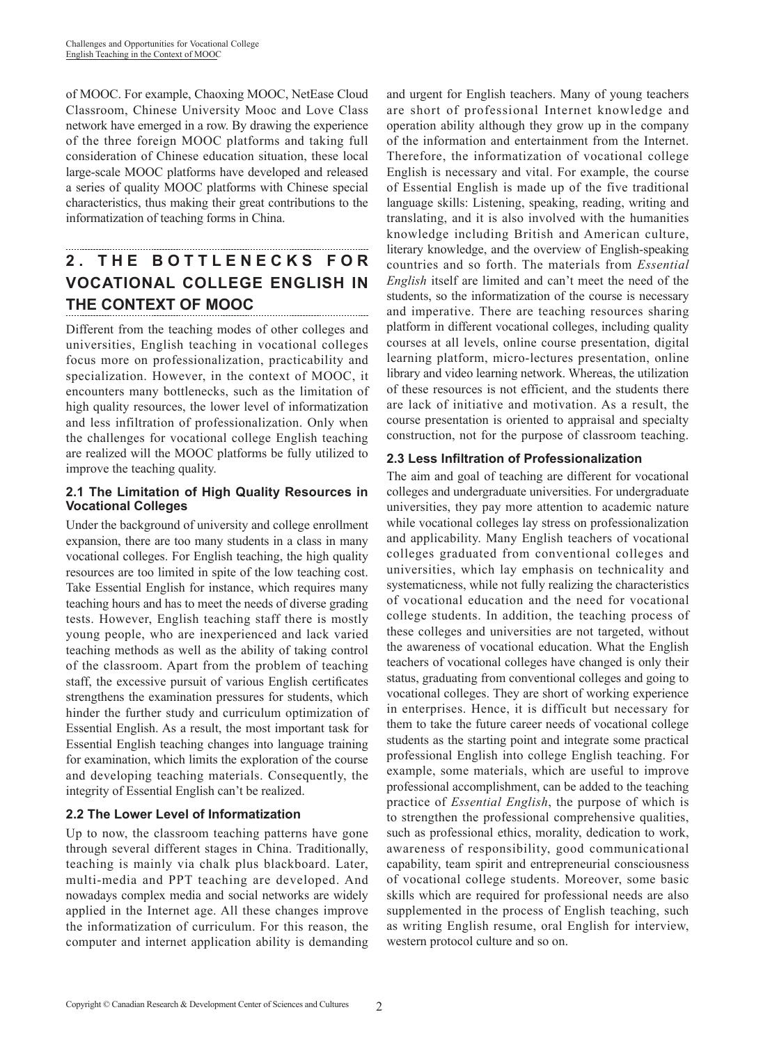of MOOC. For example, Chaoxing MOOC, NetEase Cloud Classroom, Chinese University Mooc and Love Class network have emerged in a row. By drawing the experience of the three foreign MOOC platforms and taking full consideration of Chinese education situation, these local large-scale MOOC platforms have developed and released a series of quality MOOC platforms with Chinese special characteristics, thus making their great contributions to the informatization of teaching forms in China.

## 2. THE BOTTLENECKS FOR VOCATIONAL COLLEGE ENGLISH IN THE CONTEXT OF MOOC

Different from the teaching modes of other colleges and universities, English teaching in vocational colleges focus more on professionalization, practicability and specialization. However, in the context of MOOC, it encounters many bottlenecks, such as the limitation of high quality resources, the lower level of informatization and less infiltration of professionalization. Only when the challenges for vocational college English teaching are realized will the MOOC platforms be fully utilized to improve the teaching quality.

### 2.1 The Limitation of High Quality Resources in Vocational Colleges

Under the background of university and college enrollment expansion, there are too many students in a class in many vocational colleges. For English teaching, the high quality resources are too limited in spite of the low teaching cost. Take Essential English for instance, which requires many teaching hours and has to meet the needs of diverse grading tests. However, English teaching staff there is mostly young people, who are inexperienced and lack varied teaching methods as well as the ability of taking control of the classroom. Apart from the problem of teaching staff, the excessive pursuit of various English certificates strengthens the examination pressures for students, which hinder the further study and curriculum optimization of Essential English. As a result, the most important task for Essential English teaching changes into language training for examination, which limits the exploration of the course and developing teaching materials. Consequently, the integrity of Essential English can't be realized.

### 2.2 The Lower Level of Informatization

Up to now, the classroom teaching patterns have gone through several different stages in China. Traditionally, teaching is mainly via chalk plus blackboard. Later, multi-media and PPT teaching are developed. And nowadays complex media and social networks are widely applied in the Internet age. All these changes improve the informatization of curriculum. For this reason, the computer and internet application ability is demanding and urgent for English teachers. Many of young teachers are short of professional Internet knowledge and operation ability although they grow up in the company of the information and entertainment from the Internet. Therefore, the informatization of vocational college English is necessary and vital. For example, the course of Essential English is made up of the five traditional language skills: Listening, speaking, reading, writing and translating, and it is also involved with the humanities knowledge including British and American culture, literary knowledge, and the overview of English-speaking countries and so forth. The materials from *Essential English* itself are limited and can't meet the need of the students, so the informatization of the course is necessary and imperative. There are teaching resources sharing platform in different vocational colleges, including quality courses at all levels, online course presentation, digital learning platform, micro-lectures presentation, online library and video learning network. Whereas, the utilization of these resources is not efficient, and the students there are lack of initiative and motivation. As a result, the course presentation is oriented to appraisal and specialty construction, not for the purpose of classroom teaching.

### 2.3 Less Infiltration of Professionalization

The aim and goal of teaching are different for vocational colleges and undergraduate universities. For undergraduate universities, they pay more attention to academic nature while vocational colleges lay stress on professionalization and applicability. Many English teachers of vocational colleges graduated from conventional colleges and universities, which lay emphasis on technicality and systematicness, while not fully realizing the characteristics of vocational education and the need for vocational college students. In addition, the teaching process of these colleges and universities are not targeted, without the awareness of vocational education. What the English teachers of vocational colleges have changed is only their status, graduating from conventional colleges and going to vocational colleges. They are short of working experience in enterprises. Hence, it is difficult but necessary for them to take the future career needs of vocational college students as the starting point and integrate some practical professional English into college English teaching. For example, some materials, which are useful to improve professional accomplishment, can be added to the teaching practice of *Essential English*, the purpose of which is to strengthen the professional comprehensive qualities, such as professional ethics, morality, dedication to work, awareness of responsibility, good communicational capability, team spirit and entrepreneurial consciousness of vocational college students. Moreover, some basic skills which are required for professional needs are also supplemented in the process of English teaching, such as writing English resume, oral English for interview, western protocol culture and so on.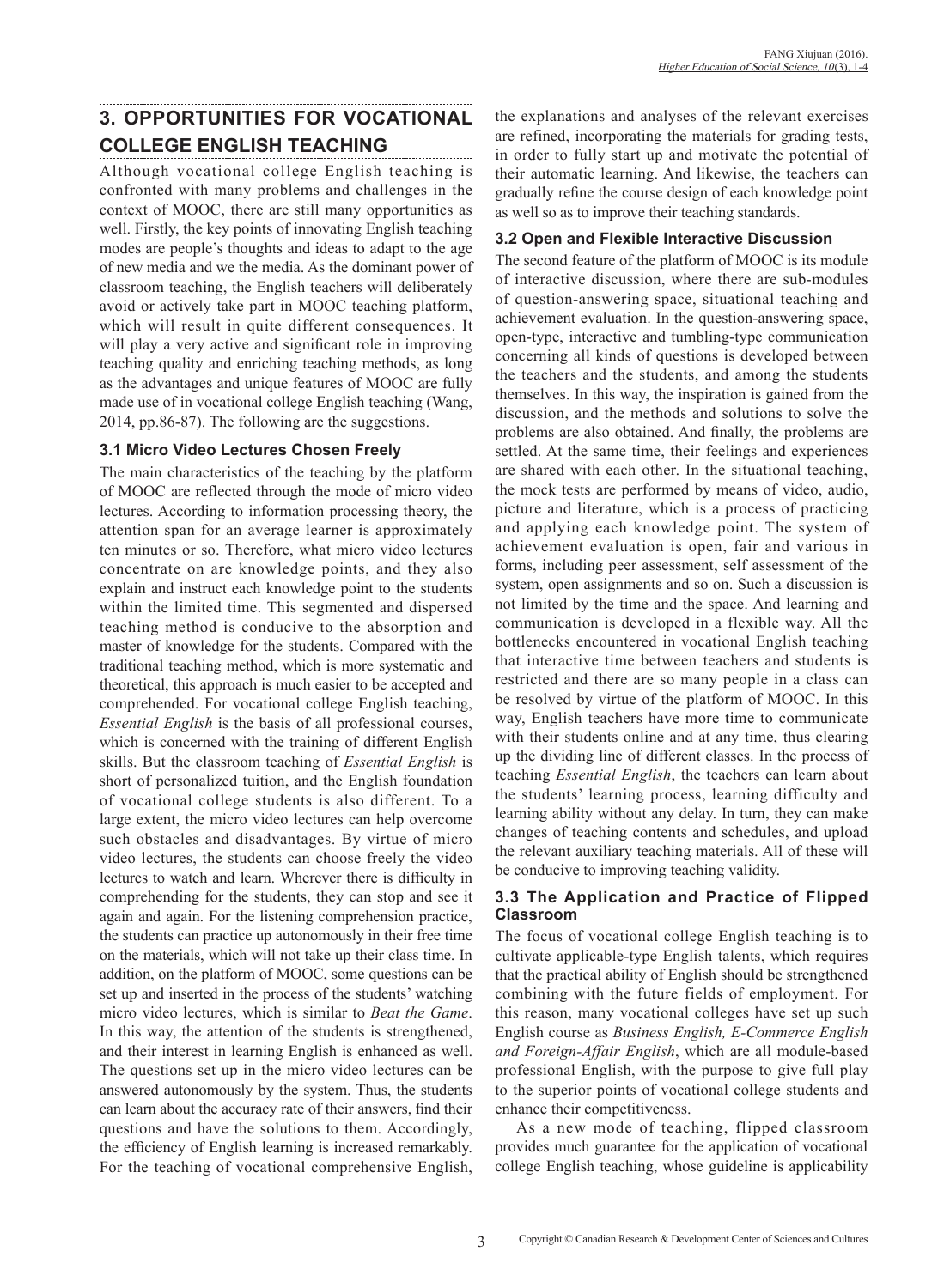## 3. OPPORTUNITIES FOR VOCATIONAL COLLEGE ENGLISH TEACHING

Although vocational college English teaching is confronted with many problems and challenges in the context of MOOC, there are still many opportunities as well. Firstly, the key points of innovating English teaching modes are people's thoughts and ideas to adapt to the age of new media and we the media. As the dominant power of classroom teaching, the English teachers will deliberately avoid or actively take part in MOOC teaching platform, which will result in quite different consequences. It will play a very active and significant role in improving teaching quality and enriching teaching methods, as long as the advantages and unique features of MOOC are fully made use of in vocational college English teaching (Wang, 2014, pp.86-87). The following are the suggestions.

### 3.1 Micro Video Lectures Chosen Freely

The main characteristics of the teaching by the platform of MOOC are reflected through the mode of micro video lectures. According to information processing theory, the attention span for an average learner is approximately ten minutes or so. Therefore, what micro video lectures concentrate on are knowledge points, and they also explain and instruct each knowledge point to the students within the limited time. This segmented and dispersed teaching method is conducive to the absorption and master of knowledge for the students. Compared with the traditional teaching method, which is more systematic and theoretical, this approach is much easier to be accepted and comprehended. For vocational college English teaching, *Essential English* is the basis of all professional courses, which is concerned with the training of different English skills. But the classroom teaching of *Essential English* is short of personalized tuition, and the English foundation of vocational college students is also different. To a large extent, the micro video lectures can help overcome such obstacles and disadvantages. By virtue of micro video lectures, the students can choose freely the video lectures to watch and learn. Wherever there is difficulty in comprehending for the students, they can stop and see it again and again. For the listening comprehension practice, the students can practice up autonomously in their free time on the materials, which will not take up their class time. In addition, on the platform of MOOC, some questions can be set up and inserted in the process of the students' watching micro video lectures, which is similar to *Beat the Game*. In this way, the attention of the students is strengthened, and their interest in learning English is enhanced as well. The questions set up in the micro video lectures can be answered autonomously by the system. Thus, the students can learn about the accuracy rate of their answers, find their questions and have the solutions to them. Accordingly, the efficiency of English learning is increased remarkably. For the teaching of vocational comprehensive English, the explanations and analyses of the relevant exercises are refined, incorporating the materials for grading tests, in order to fully start up and motivate the potential of their automatic learning. And likewise, the teachers can gradually refine the course design of each knowledge point as well so as to improve their teaching standards.

### 3.2 Open and Flexible Interactive Discussion

The second feature of the platform of MOOC is its module of interactive discussion, where there are sub-modules of question-answering space, situational teaching and achievement evaluation. In the question-answering space, open-type, interactive and tumbling-type communication concerning all kinds of questions is developed between the teachers and the students, and among the students themselves. In this way, the inspiration is gained from the discussion, and the methods and solutions to solve the problems are also obtained. And finally, the problems are settled. At the same time, their feelings and experiences are shared with each other. In the situational teaching, the mock tests are performed by means of video, audio, picture and literature, which is a process of practicing and applying each knowledge point. The system of achievement evaluation is open, fair and various in forms, including peer assessment, self assessment of the system, open assignments and so on. Such a discussion is not limited by the time and the space. And learning and communication is developed in a flexible way. All the bottlenecks encountered in vocational English teaching that interactive time between teachers and students is restricted and there are so many people in a class can be resolved by virtue of the platform of MOOC. In this way, English teachers have more time to communicate with their students online and at any time, thus clearing up the dividing line of different classes. In the process of teaching *Essential English*, the teachers can learn about the students' learning process, learning difficulty and learning ability without any delay. In turn, they can make changes of teaching contents and schedules, and upload the relevant auxiliary teaching materials. All of these will be conducive to improving teaching validity.

### 3.3 The Application and Practice of Flipped Classroom

The focus of vocational college English teaching is to cultivate applicable-type English talents, which requires that the practical ability of English should be strengthened combining with the future fields of employment. For this reason, many vocational colleges have set up such English course as *Business English, E-Commerce English and Foreign-Affair English*, which are all module-based professional English, with the purpose to give full play to the superior points of vocational college students and enhance their competitiveness.

As a new mode of teaching, flipped classroom provides much guarantee for the application of vocational college English teaching, whose guideline is applicability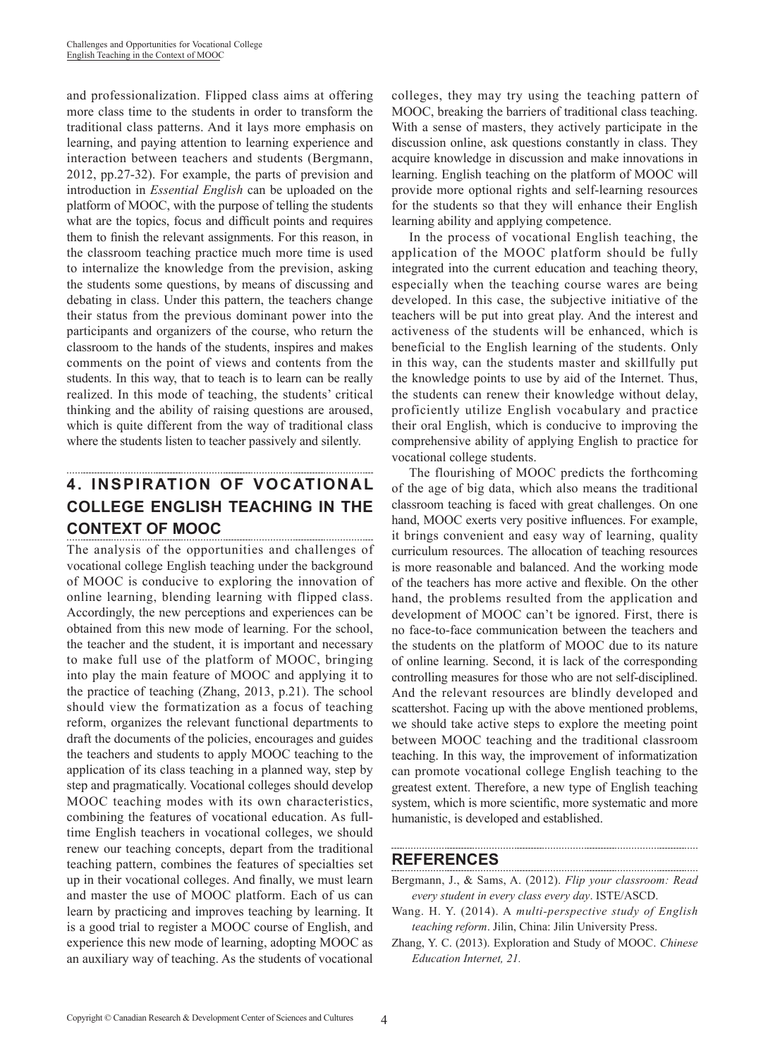and professionalization. Flipped class aims at offering more class time to the students in order to transform the traditional class patterns. And it lays more emphasis on learning, and paying attention to learning experience and interaction between teachers and students (Bergmann, 2012, pp.27-32). For example, the parts of prevision and introduction in *Essential English* can be uploaded on the platform of MOOC, with the purpose of telling the students what are the topics, focus and difficult points and requires them to finish the relevant assignments. For this reason, in the classroom teaching practice much more time is used to internalize the knowledge from the prevision, asking the students some questions, by means of discussing and debating in class. Under this pattern, the teachers change their status from the previous dominant power into the participants and organizers of the course, who return the classroom to the hands of the students, inspires and makes comments on the point of views and contents from the students. In this way, that to teach is to learn can be really realized. In this mode of teaching, the students' critical thinking and the ability of raising questions are aroused, which is quite different from the way of traditional class where the students listen to teacher passively and silently.

## 4. INSPIRATION OF VOCATIONAL COLLEGE ENGLISH TEACHING IN THE CONTEXT OF MOOC

The analysis of the opportunities and challenges of vocational college English teaching under the background of MOOC is conducive to exploring the innovation of online learning, blending learning with flipped class. Accordingly, the new perceptions and experiences can be obtained from this new mode of learning. For the school, the teacher and the student, it is important and necessary to make full use of the platform of MOOC, bringing into play the main feature of MOOC and applying it to the practice of teaching (Zhang, 2013, p.21). The school should view the formatization as a focus of teaching reform, organizes the relevant functional departments to draft the documents of the policies, encourages and guides the teachers and students to apply MOOC teaching to the application of its class teaching in a planned way, step by step and pragmatically. Vocational colleges should develop MOOC teaching modes with its own characteristics, combining the features of vocational education. As full-time English teachers in vocational colleges, we should renew our teaching concepts, depart from the traditional teaching pattern, combines the features of specialties set up in their vocational colleges. And finally, we must learn and master the use of MOOC platform. Each of us can learn by practicing and improves teaching by learning. It is a good trial to register a MOOC course of English, and experience this new mode of learning, adopting MOOC as an auxiliary way of teaching. As the students of vocational colleges, they may try using the teaching pattern of MOOC, breaking the barriers of traditional class teaching. With a sense of masters, they actively participate in the discussion online, ask questions constantly in class. They acquire knowledge in discussion and make innovations in learning. English teaching on the platform of MOOC will provide more optional rights and self-learning resources for the students so that they will enhance their English learning ability and applying competence.

In the process of vocational English teaching, the application of the MOOC platform should be fully integrated into the current education and teaching theory, especially when the teaching course wares are being developed. In this case, the subjective initiative of the teachers will be put into great play. And the interest and activeness of the students will be enhanced, which is beneficial to the English learning of the students. Only in this way, can the students master and skillfully put the knowledge points to use by aid of the Internet. Thus, the students can renew their knowledge without delay, proficiently utilize English vocabulary and practice their oral English, which is conducive to improving the comprehensive ability of applying English to practice for vocational college students.

The flourishing of MOOC predicts the forthcoming of the age of big data, which also means the traditional classroom teaching is faced with great challenges. On one hand, MOOC exerts very positive influences. For example, it brings convenient and easy way of learning, quality curriculum resources. The allocation of teaching resources is more reasonable and balanced. And the working mode of the teachers has more active and flexible. On the other hand, the problems resulted from the application and development of MOOC can't be ignored. First, there is no face-to-face communication between the teachers and the students on the platform of MOOC due to its nature of online learning. Second, it is lack of the corresponding controlling measures for those who are not self-disciplined. And the relevant resources are blindly developed and scattershot. Facing up with the above mentioned problems, we should take active steps to explore the meeting point between MOOC teaching and the traditional classroom teaching. In this way, the improvement of informatization can promote vocational college English teaching to the greatest extent. Therefore, a new type of English teaching system, which is more scientific, more systematic and more humanistic, is developed and established.

## REFERENCES

Bergmann, J., & Sams, A. (2012). *Flip your classroom: Read every student in every class every day*. ISTE/ASCD.

Wang. H. Y. (2014). A *multi-perspective study of English teaching reform*. Jilin, China: Jilin University Press.

Zhang, Y. C. (2013). Exploration and Study of MOOC. *Chinese Education Internet, 21.*